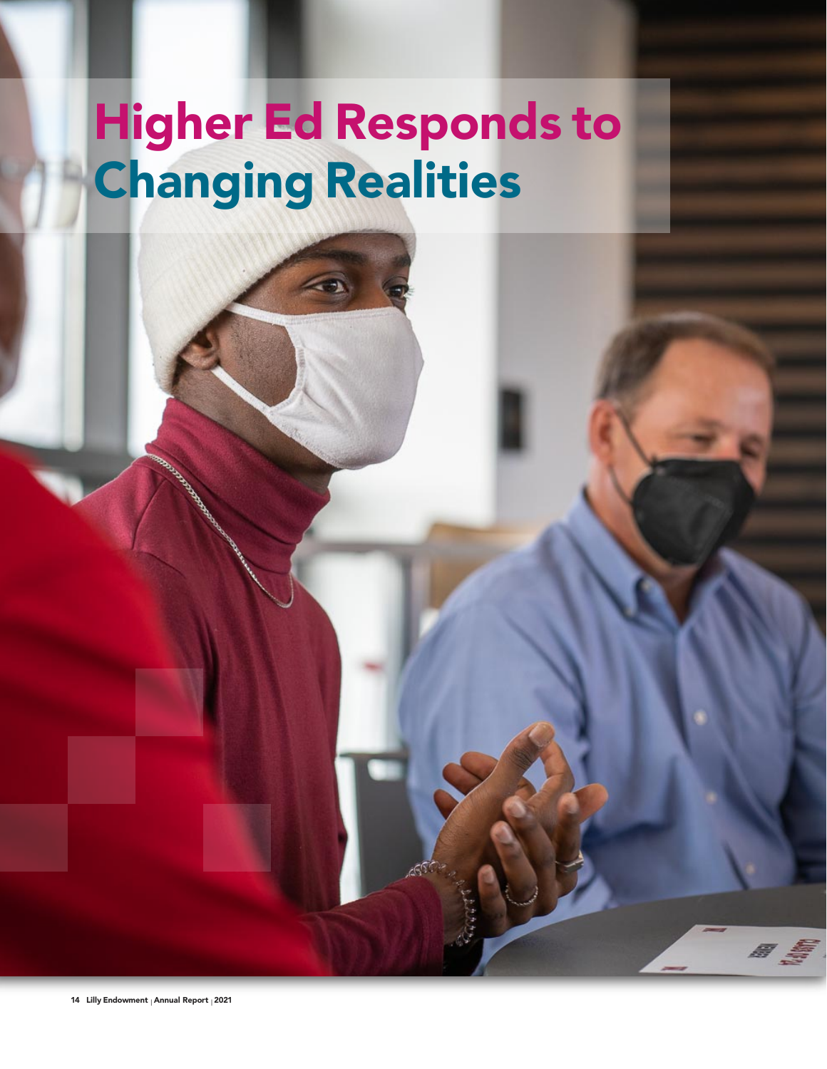# Higher Ed Responds to Changing Realities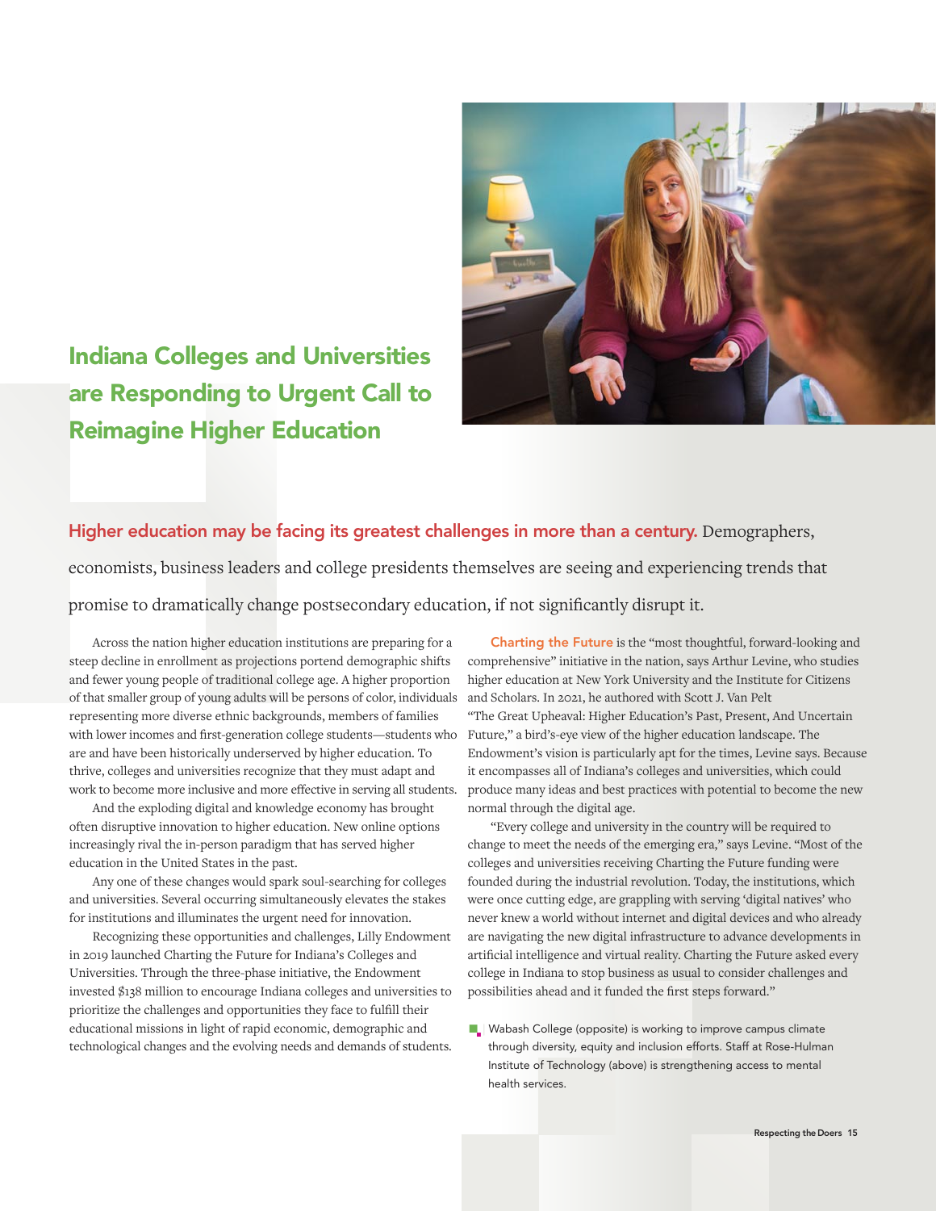# Indiana Colleges and Universities are Responding to Urgent Call to Reimagine Higher Education

**Higher education may be facing its greatest challenges in more than a century.** Demographers, economists, business leaders and college presidents themselves are seeing and experiencing trends that promise to dramatically change postsecondary education, if not significantly disrupt it.

Across the nation higher education institutions are preparing for a steep decline in enrollment as projections portend demographic shifts and fewer young people of traditional college age. A higher proportion of that smaller group of young adults will be persons of color, individuals representing more diverse ethnic backgrounds, members of families with lower incomes and first-generation college students—students who are and have been historically underserved by higher education. To thrive, colleges and universities recognize that they must adapt and work to become more inclusive and more effective in serving all students.

And the exploding digital and knowledge economy has brought often disruptive innovation to higher education. New online options increasingly rival the in-person paradigm that has served higher education in the United States in the past.

Any one of these changes would spark soul-searching for colleges and universities. Several occurring simultaneously elevates the stakes for institutions and illuminates the urgent need for innovation.

Recognizing these opportunities and challenges, Lilly Endowment in 2019 launched Charting the Future for Indiana's Colleges and Universities. Through the three-phase initiative, the Endowment invested $138 million to encourage Indiana colleges and universities to prioritize the challenges and opportunities they face to fulfill their educational missions in light of rapid economic, demographic and technological changes and the evolving needs and demands of students.

**Charting the Future** is the "most thoughtful, forward-looking and comprehensive" initiative in the nation, says Arthur Levine, who studies higher education at New York University and the Institute for Citizens and Scholars. In 2021, he authored with Scott J. Van Pelt "The Great Upheaval: Higher Education's Past, Present, And Uncertain Future," a bird's-eye view of the higher education landscape. The Endowment's vision is particularly apt for the times, Levine says. Because it encompasses all of Indiana's colleges and universities, which could produce many ideas and best practices with potential to become the new normal through the digital age.

"Every college and university in the country will be required to change to meet the needs of the emerging era," says Levine. "Most of the colleges and universities receiving Charting the Future funding were founded during the industrial revolution. Today, the institutions, which were once cutting edge, are grappling with serving 'digital natives' who never knew a world without internet and digital devices and who already are navigating the new digital infrastructure to advance developments in artificial intelligence and virtual reality. Charting the Future asked every college in Indiana to stop business as usual to consider challenges and possibilities ahead and it funded the first steps forward."

Wabash College (opposite) is working to improve campus climate through diversity, equity and inclusion efforts. Staff at Rose-Hulman Institute of Technology (above) is strengthening access to mental health services.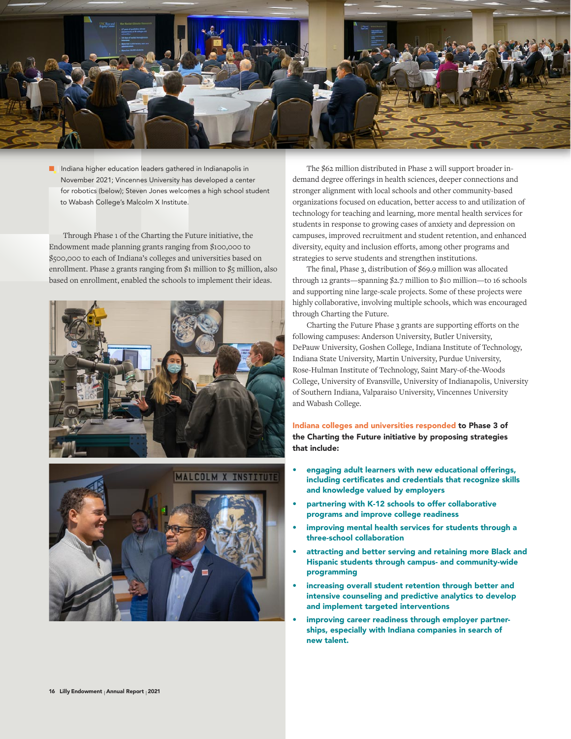Indiana higher education leaders gathered in Indianapolis in November 2021; Vincennes University has developed a center for robotics (below); Steven Jones welcomes a high school student to Wabash College's Malcolm X Institute.

Through Phase 1 of the Charting the Future initiative, the Endowment made planning grants ranging from $100,000 to $500,000 to each of Indiana's colleges and universities based on enrollment. Phase 2 grants ranging from $1 million to $5 million, also based on enrollment, enabled the schools to implement their ideas.

The $62 million distributed in Phase 2 will support broader in-demand degree offerings in health sciences, deeper connections and stronger alignment with local schools and other community-based organizations focused on education, better access to and utilization of technology for teaching and learning, more mental health services for students in response to growing cases of anxiety and depression on campuses, improved recruitment and student retention, and enhanced diversity, equity and inclusion efforts, among other programs and strategies to serve students and strengthen institutions.

The final, Phase 3, distribution of $69.9 million was allocated through 12 grants—spanning $2.7 million to $10 million—to 16 schools and supporting nine large-scale projects. Some of these projects were highly collaborative, involving multiple schools, which was encouraged through Charting the Future.

Charting the Future Phase 3 grants are supporting efforts on the following campuses: Anderson University, Butler University, DePauw University, Goshen College, Indiana Institute of Technology, Indiana State University, Martin University, Purdue University, Rose-Hulman Institute of Technology, Saint Mary-of-the-Woods College, University of Evansville, University of Indianapolis, University of Southern Indiana, Valparaiso University, Vincennes University and Wabash College.

**Indiana colleges and universities responded to Phase 3 of the Charting the Future initiative by proposing strategies that include:**

- **engaging adult learners with new educational offerings, including certificates and credentials that recognize skills and knowledge valued by employers**
- **partnering with K-12 schools to offer collaborative programs and improve college readiness**
- **improving mental health services for students through a three-school collaboration**
- **attracting and better serving and retaining more Black and Hispanic students through campus- and community-wide programming**
- **increasing overall student retention through better and intensive counseling and predictive analytics to develop and implement targeted interventions**
- **improving career readiness through employer partnerships, especially with Indiana companies in search of new talent.**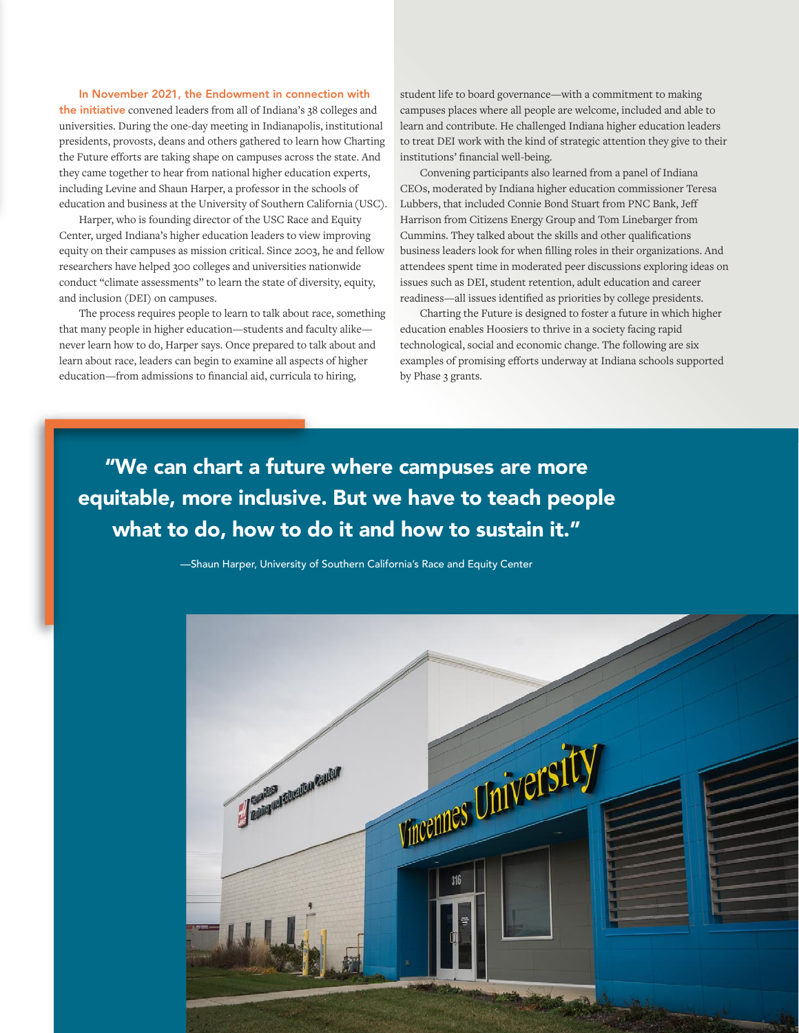**In November 2021, the Endowment in connection with the initiative** convened leaders from all of Indiana's 38 colleges and universities. During the one-day meeting in Indianapolis, institutional presidents, provosts, deans and others gathered to learn how Charting the Future efforts are taking shape on campuses across the state. And they came together to hear from national higher education experts, including Levine and Shaun Harper, a professor in the schools of education and business at the University of Southern California (USC).

Harper, who is founding director of the USC Race and Equity Center, urged Indiana's higher education leaders to view improving equity on their campuses as mission critical. Since 2003, he and fellow researchers have helped 300 colleges and universities nationwide conduct "climate assessments" to learn the state of diversity, equity, and inclusion (DEI) on campuses.

The process requires people to learn to talk about race, something that many people in higher education—students and faculty alike—never learn how to do, Harper says. Once prepared to talk about and learn about race, leaders can begin to examine all aspects of higher education—from admissions to financial aid, curricula to hiring, student life to board governance—with a commitment to making campuses places where all people are welcome, included and able to learn and contribute. He challenged Indiana higher education leaders to treat DEI work with the kind of strategic attention they give to their institutions' financial well-being.

Convening participants also learned from a panel of Indiana CEOs, moderated by Indiana higher education commissioner Teresa Lubbers, that included Connie Bond Stuart from PNC Bank, Jeff Harrison from Citizens Energy Group and Tom Linebarger from Cummins. They talked about the skills and other qualifications business leaders look for when filling roles in their organizations. And attendees spent time in moderated peer discussions exploring ideas on issues such as DEI, student retention, adult education and career readiness—all issues identified as priorities by college presidents.

Charting the Future is designed to foster a future in which higher education enables Hoosiers to thrive in a society facing rapid technological, social and economic change. The following are six examples of promising efforts underway at Indiana schools supported by Phase 3 grants.

> **"We can chart a future where campuses are more equitable, more inclusive. But we have to teach people what to do, how to do it and how to sustain it."**
>
> —Shaun Harper, University of Southern California's Race and Equity Center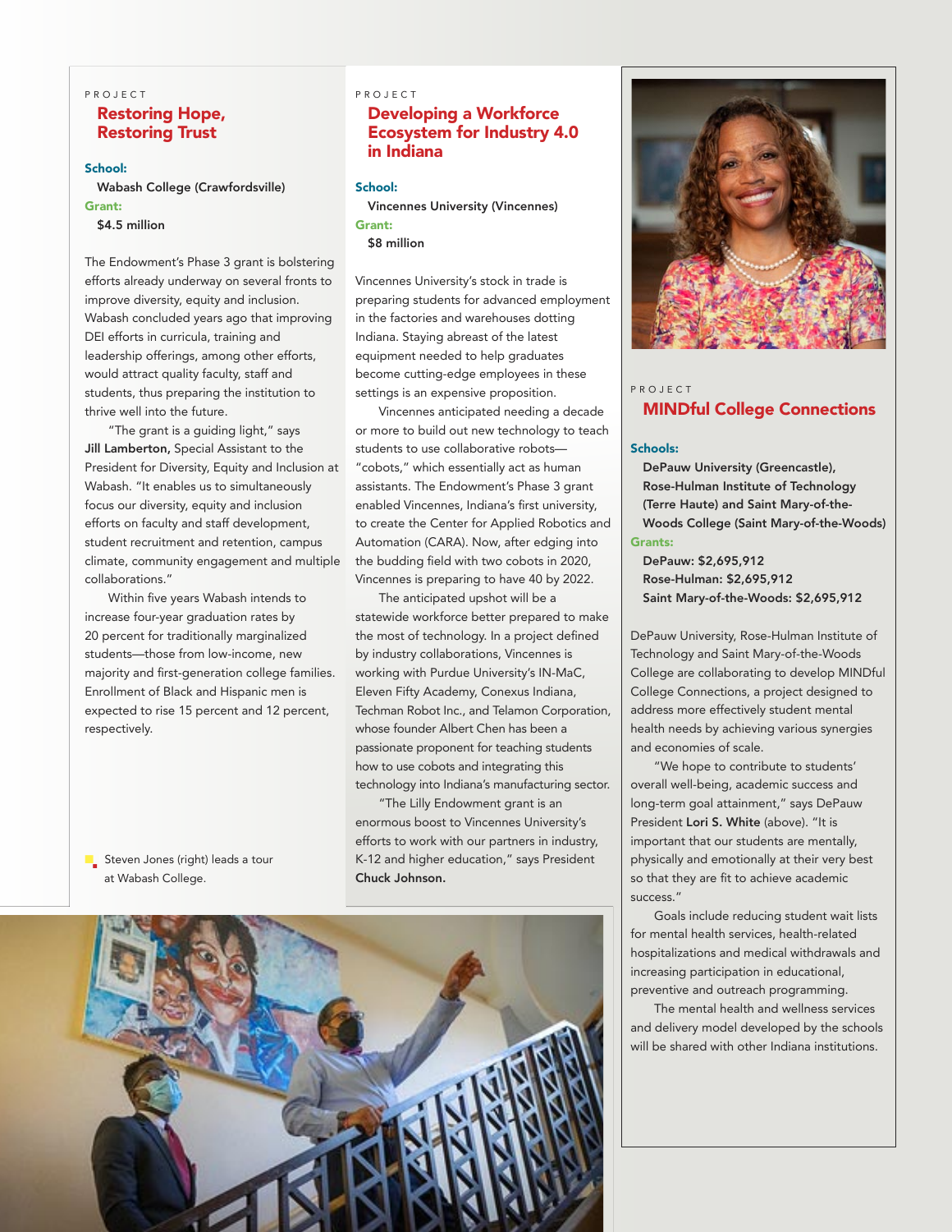PROJECT

## Restoring Hope, Restoring Trust

**School:**
Wabash College (Crawfordsville)

**Grant:**
$4.5 million

The Endowment's Phase 3 grant is bolstering efforts already underway on several fronts to improve diversity, equity and inclusion. Wabash concluded years ago that improving DEI efforts in curricula, training and leadership offerings, among other efforts, would attract quality faculty, staff and students, thus preparing the institution to thrive well into the future.

"The grant is a guiding light," says **Jill Lamberton,** Special Assistant to the President for Diversity, Equity and Inclusion at Wabash. "It enables us to simultaneously focus our diversity, equity and inclusion efforts on faculty and staff development, student recruitment and retention, campus climate, community engagement and multiple collaborations."

Within five years Wabash intends to increase four-year graduation rates by 20 percent for traditionally marginalized students—those from low-income, new majority and first-generation college families. Enrollment of Black and Hispanic men is expected to rise 15 percent and 12 percent, respectively.

Steven Jones (right) leads a tour at Wabash College.

PROJECT

## Developing a Workforce Ecosystem for Industry 4.0 in Indiana

**School:**
Vincennes University (Vincennes)

**Grant:**
$8 million

Vincennes University's stock in trade is preparing students for advanced employment in the factories and warehouses dotting Indiana. Staying abreast of the latest equipment needed to help graduates become cutting-edge employees in these settings is an expensive proposition.

Vincennes anticipated needing a decade or more to build out new technology to teach students to use collaborative robots—"cobots," which essentially act as human assistants. The Endowment's Phase 3 grant enabled Vincennes, Indiana's first university, to create the Center for Applied Robotics and Automation (CARA). Now, after edging into the budding field with two cobots in 2020, Vincennes is preparing to have 40 by 2022.

The anticipated upshot will be a statewide workforce better prepared to make the most of technology. In a project defined by industry collaborations, Vincennes is working with Purdue University's IN-MaC, Eleven Fifty Academy, Conexus Indiana, Techman Robot Inc., and Telamon Corporation, whose founder Albert Chen has been a passionate proponent for teaching students how to use cobots and integrating this technology into Indiana's manufacturing sector.

"The Lilly Endowment grant is an enormous boost to Vincennes University's efforts to work with our partners in industry, K-12 and higher education," says President **Chuck Johnson.**

PROJECT

## MINDful College Connections

**Schools:**
DePauw University (Greencastle), Rose-Hulman Institute of Technology (Terre Haute) and Saint Mary-of-the-Woods College (Saint Mary-of-the-Woods)

**Grants:**
DePauw: $2,695,912
Rose-Hulman: $2,695,912
Saint Mary-of-the-Woods: $2,695,912

DePauw University, Rose-Hulman Institute of Technology and Saint Mary-of-the-Woods College are collaborating to develop MINDful College Connections, a project designed to address more effectively student mental health needs by achieving various synergies and economies of scale.

"We hope to contribute to students' overall well-being, academic success and long-term goal attainment," says DePauw President **Lori S. White** (above). "It is important that our students are mentally, physically and emotionally at their very best so that they are fit to achieve academic success."

Goals include reducing student wait lists for mental health services, health-related hospitalizations and medical withdrawals and increasing participation in educational, preventive and outreach programming.

The mental health and wellness services and delivery model developed by the schools will be shared with other Indiana institutions.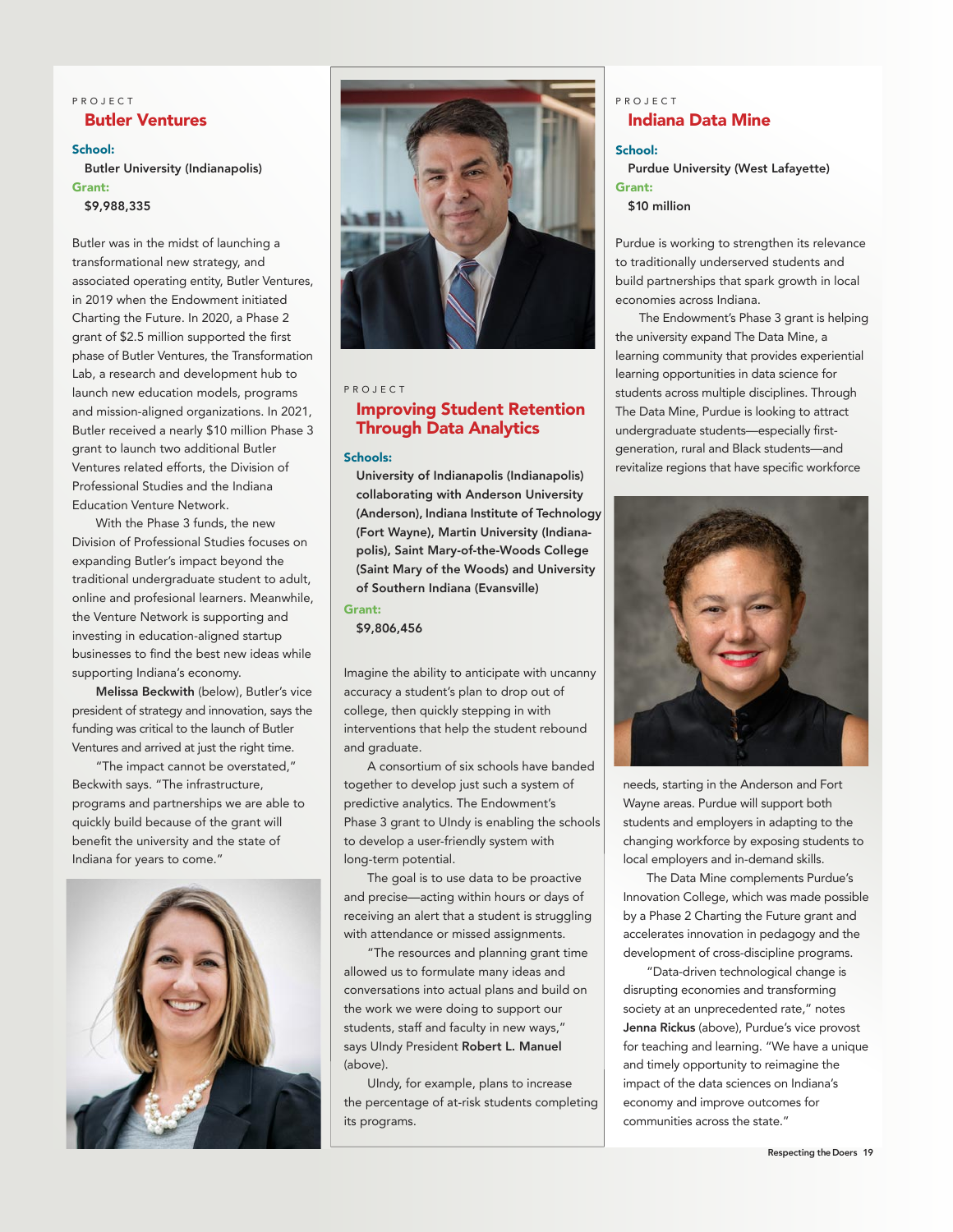PROJECT

## Butler Ventures

**School:**
Butler University (Indianapolis)

**Grant:**
$9,988,335

Butler was in the midst of launching a transformational new strategy, and associated operating entity, Butler Ventures, in 2019 when the Endowment initiated Charting the Future. In 2020, a Phase 2 grant of $2.5 million supported the first phase of Butler Ventures, the Transformation Lab, a research and development hub to launch new education models, programs and mission-aligned organizations. In 2021, Butler received a nearly $10 million Phase 3 grant to launch two additional Butler Ventures related efforts, the Division of Professional Studies and the Indiana Education Venture Network.

With the Phase 3 funds, the new Division of Professional Studies focuses on expanding Butler's impact beyond the traditional undergraduate student to adult, online and profesional learners. Meanwhile, the Venture Network is supporting and investing in education-aligned startup businesses to find the best new ideas while supporting Indiana's economy.

**Melissa Beckwith** (below), Butler's vice president of strategy and innovation, says the funding was critical to the launch of Butler Ventures and arrived at just the right time.

"The impact cannot be overstated," Beckwith says. "The infrastructure, programs and partnerships we are able to quickly build because of the grant will benefit the university and the state of Indiana for years to come."

PROJECT

## Improving Student Retention Through Data Analytics

**Schools:**
University of Indianapolis (Indianapolis) collaborating with Anderson University (Anderson), Indiana Institute of Technology (Fort Wayne), Martin University (Indianapolis), Saint Mary-of-the-Woods College (Saint Mary of the Woods) and University of Southern Indiana (Evansville)

**Grant:**
$9,806,456

Imagine the ability to anticipate with uncanny accuracy a student's plan to drop out of college, then quickly stepping in with interventions that help the student rebound and graduate.

A consortium of six schools have banded together to develop just such a system of predictive analytics. The Endowment's Phase 3 grant to UIndy is enabling the schools to develop a user-friendly system with long-term potential.

The goal is to use data to be proactive and precise—acting within hours or days of receiving an alert that a student is struggling with attendance or missed assignments.

"The resources and planning grant time allowed us to formulate many ideas and conversations into actual plans and build on the work we were doing to support our students, staff and faculty in new ways," says UIndy President **Robert L. Manuel** (above).

UIndy, for example, plans to increase the percentage of at-risk students completing its programs.

PROJECT

## Indiana Data Mine

**School:**
Purdue University (West Lafayette)

**Grant:**
$10 million

Purdue is working to strengthen its relevance to traditionally underserved students and build partnerships that spark growth in local economies across Indiana.

The Endowment's Phase 3 grant is helping the university expand The Data Mine, a learning community that provides experiential learning opportunities in data science for students across multiple disciplines. Through The Data Mine, Purdue is looking to attract undergraduate students—especially first-generation, rural and Black students—and revitalize regions that have specific workforce needs, starting in the Anderson and Fort Wayne areas. Purdue will support both students and employers in adapting to the changing workforce by exposing students to local employers and in-demand skills.

The Data Mine complements Purdue's Innovation College, which was made possible by a Phase 2 Charting the Future grant and accelerates innovation in pedagogy and the development of cross-discipline programs.

"Data-driven technological change is disrupting economies and transforming society at an unprecedented rate," notes **Jenna Rickus** (above), Purdue's vice provost for teaching and learning. "We have a unique and timely opportunity to reimagine the impact of the data sciences on Indiana's economy and improve outcomes for communities across the state."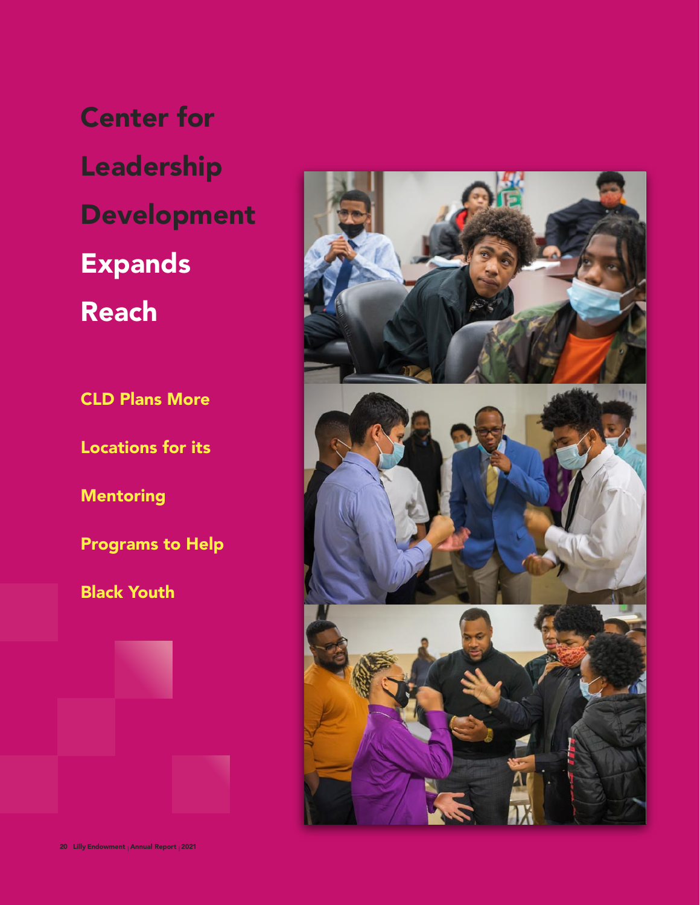# Center for Leadership Development Expands Reach

## CLD Plans More Locations for its Mentoring Programs to Help Black Youth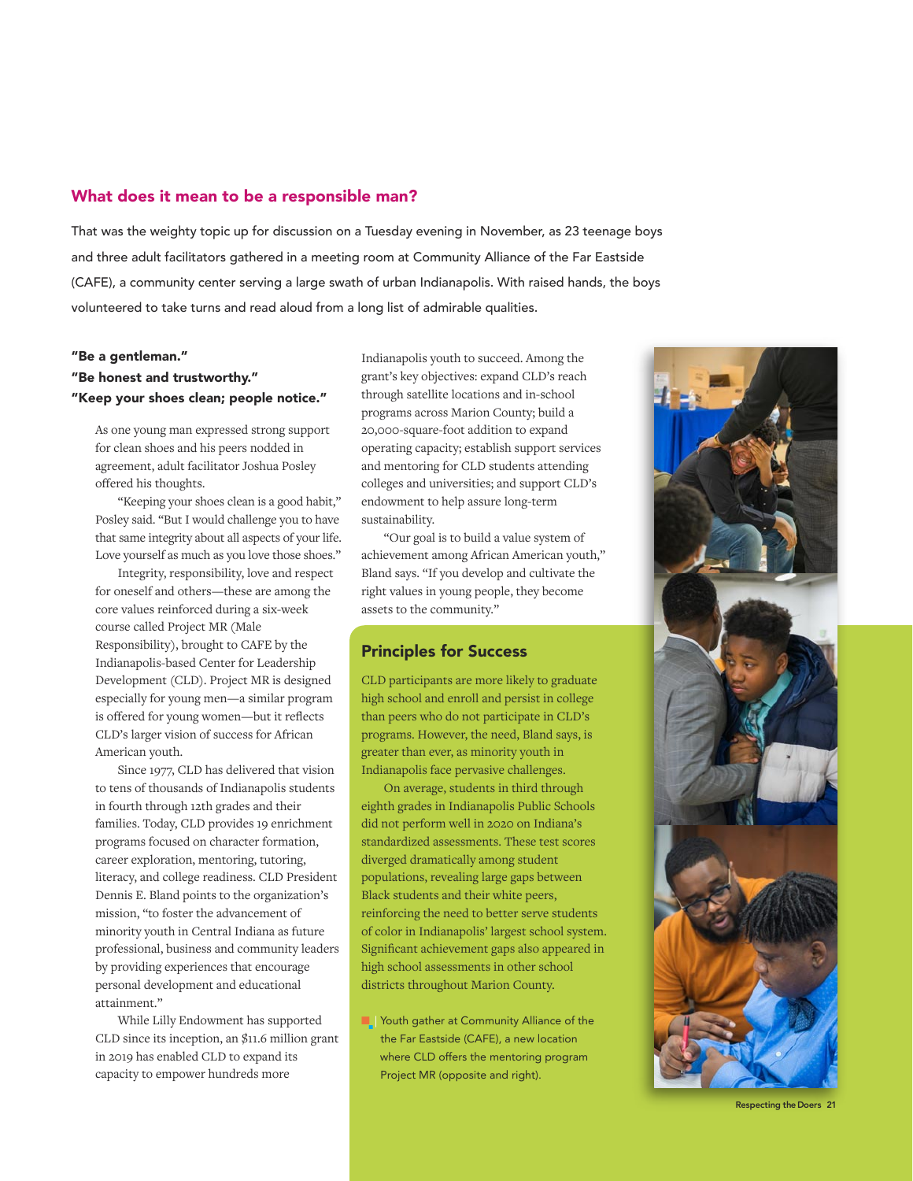## What does it mean to be a responsible man?

That was the weighty topic up for discussion on a Tuesday evening in November, as 23 teenage boys and three adult facilitators gathered in a meeting room at Community Alliance of the Far Eastside (CAFE), a community center serving a large swath of urban Indianapolis. With raised hands, the boys volunteered to take turns and read aloud from a long list of admirable qualities.

**"Be a gentleman."**
**"Be honest and trustworthy."**
**"Keep your shoes clean; people notice."**

As one young man expressed strong support for clean shoes and his peers nodded in agreement, adult facilitator Joshua Posley offered his thoughts.

"Keeping your shoes clean is a good habit," Posley said. "But I would challenge you to have that same integrity about all aspects of your life. Love yourself as much as you love those shoes."

Integrity, responsibility, love and respect for oneself and others—these are among the core values reinforced during a six-week course called Project MR (Male Responsibility), brought to CAFE by the Indianapolis-based Center for Leadership Development (CLD). Project MR is designed especially for young men—a similar program is offered for young women—but it reflects CLD's larger vision of success for African American youth.

Since 1977, CLD has delivered that vision to tens of thousands of Indianapolis students in fourth through 12th grades and their families. Today, CLD provides 19 enrichment programs focused on character formation, career exploration, mentoring, tutoring, literacy, and college readiness. CLD President Dennis E. Bland points to the organization's mission, "to foster the advancement of minority youth in Central Indiana as future professional, business and community leaders by providing experiences that encourage personal development and educational attainment."

While Lilly Endowment has supported CLD since its inception, an $11.6 million grant in 2019 has enabled CLD to expand its capacity to empower hundreds more Indianapolis youth to succeed. Among the grant's key objectives: expand CLD's reach through satellite locations and in-school programs across Marion County; build a 20,000-square-foot addition to expand operating capacity; establish support services and mentoring for CLD students attending colleges and universities; and support CLD's endowment to help assure long-term sustainability.

"Our goal is to build a value system of achievement among African American youth," Bland says. "If you develop and cultivate the right values in young people, they become assets to the community."

### Principles for Success

CLD participants are more likely to graduate high school and enroll and persist in college than peers who do not participate in CLD's programs. However, the need, Bland says, is greater than ever, as minority youth in Indianapolis face pervasive challenges.

On average, students in third through eighth grades in Indianapolis Public Schools did not perform well in 2020 on Indiana's standardized assessments. These test scores diverged dramatically among student populations, revealing large gaps between Black students and their white peers, reinforcing the need to better serve students of color in Indianapolis' largest school system. Significant achievement gaps also appeared in high school assessments in other school districts throughout Marion County.

Youth gather at Community Alliance of the the Far Eastside (CAFE), a new location where CLD offers the mentoring program Project MR (opposite and right).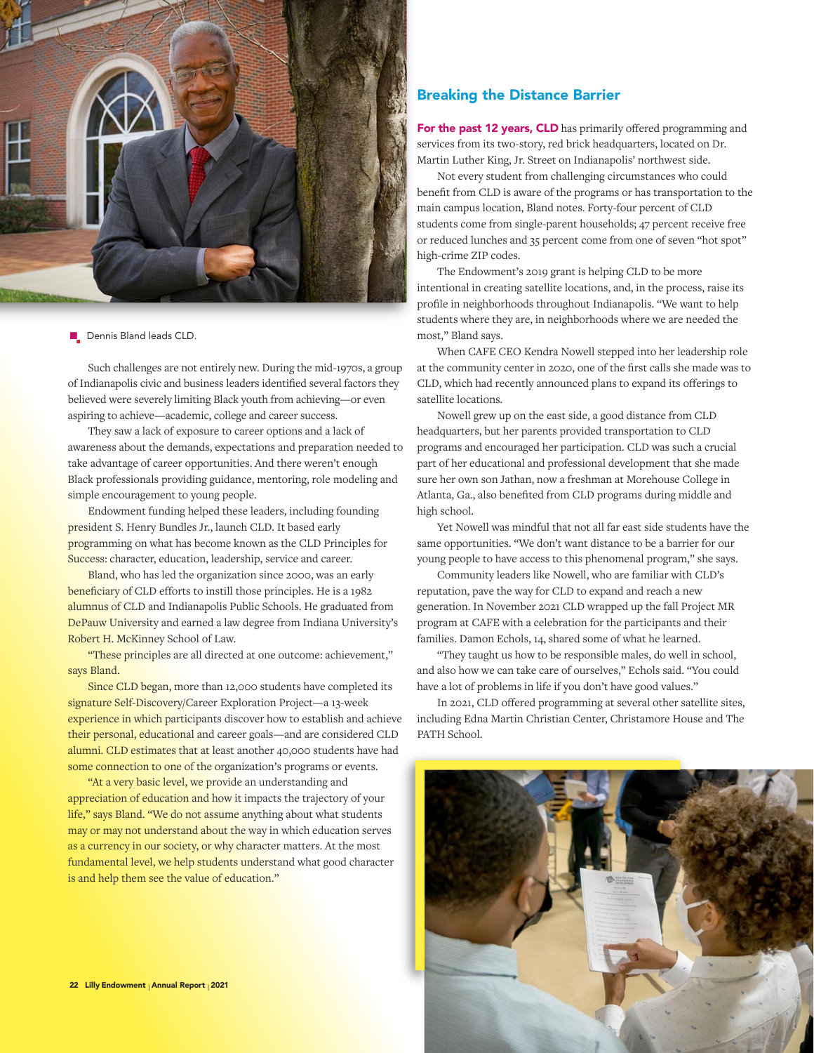Dennis Bland leads CLD.

Such challenges are not entirely new. During the mid-1970s, a group of Indianapolis civic and business leaders identified several factors they believed were severely limiting Black youth from achieving—or even aspiring to achieve—academic, college and career success.

They saw a lack of exposure to career options and a lack of awareness about the demands, expectations and preparation needed to take advantage of career opportunities. And there weren't enough Black professionals providing guidance, mentoring, role modeling and simple encouragement to young people.

Endowment funding helped these leaders, including founding president S. Henry Bundles Jr., launch CLD. It based early programming on what has become known as the CLD Principles for Success: character, education, leadership, service and career.

Bland, who has led the organization since 2000, was an early beneficiary of CLD efforts to instill those principles. He is a 1982 alumnus of CLD and Indianapolis Public Schools. He graduated from DePauw University and earned a law degree from Indiana University's Robert H. McKinney School of Law.

"These principles are all directed at one outcome: achievement," says Bland.

Since CLD began, more than 12,000 students have completed its signature Self-Discovery/Career Exploration Project—a 13-week experience in which participants discover how to establish and achieve their personal, educational and career goals—and are considered CLD alumni. CLD estimates that at least another 40,000 students have had some connection to one of the organization's programs or events.

"At a very basic level, we provide an understanding and appreciation of education and how it impacts the trajectory of your life," says Bland. "We do not assume anything about what students may or may not understand about the way in which education serves as a currency in our society, or why character matters. At the most fundamental level, we help students understand what good character is and help them see the value of education."

## Breaking the Distance Barrier

**For the past 12 years, CLD** has primarily offered programming and services from its two-story, red brick headquarters, located on Dr. Martin Luther King, Jr. Street on Indianapolis' northwest side.

Not every student from challenging circumstances who could benefit from CLD is aware of the programs or has transportation to the main campus location, Bland notes. Forty-four percent of CLD students come from single-parent households; 47 percent receive free or reduced lunches and 35 percent come from one of seven "hot spot" high-crime ZIP codes.

The Endowment's 2019 grant is helping CLD to be more intentional in creating satellite locations, and, in the process, raise its profile in neighborhoods throughout Indianapolis. "We want to help students where they are, in neighborhoods where we are needed the most," Bland says.

When CAFE CEO Kendra Nowell stepped into her leadership role at the community center in 2020, one of the first calls she made was to CLD, which had recently announced plans to expand its offerings to satellite locations.

Nowell grew up on the east side, a good distance from CLD headquarters, but her parents provided transportation to CLD programs and encouraged her participation. CLD was such a crucial part of her educational and professional development that she made sure her own son Jathan, now a freshman at Morehouse College in Atlanta, Ga., also benefited from CLD programs during middle and high school.

Yet Nowell was mindful that not all far east side students have the same opportunities. "We don't want distance to be a barrier for our young people to have access to this phenomenal program," she says.

Community leaders like Nowell, who are familiar with CLD's reputation, pave the way for CLD to expand and reach a new generation. In November 2021 CLD wrapped up the fall Project MR program at CAFE with a celebration for the participants and their families. Damon Echols, 14, shared some of what he learned.

"They taught us how to be responsible males, do well in school, and also how we can take care of ourselves," Echols said. "You could have a lot of problems in life if you don't have good values."

In 2021, CLD offered programming at several other satellite sites, including Edna Martin Christian Center, Christamore House and The PATH School.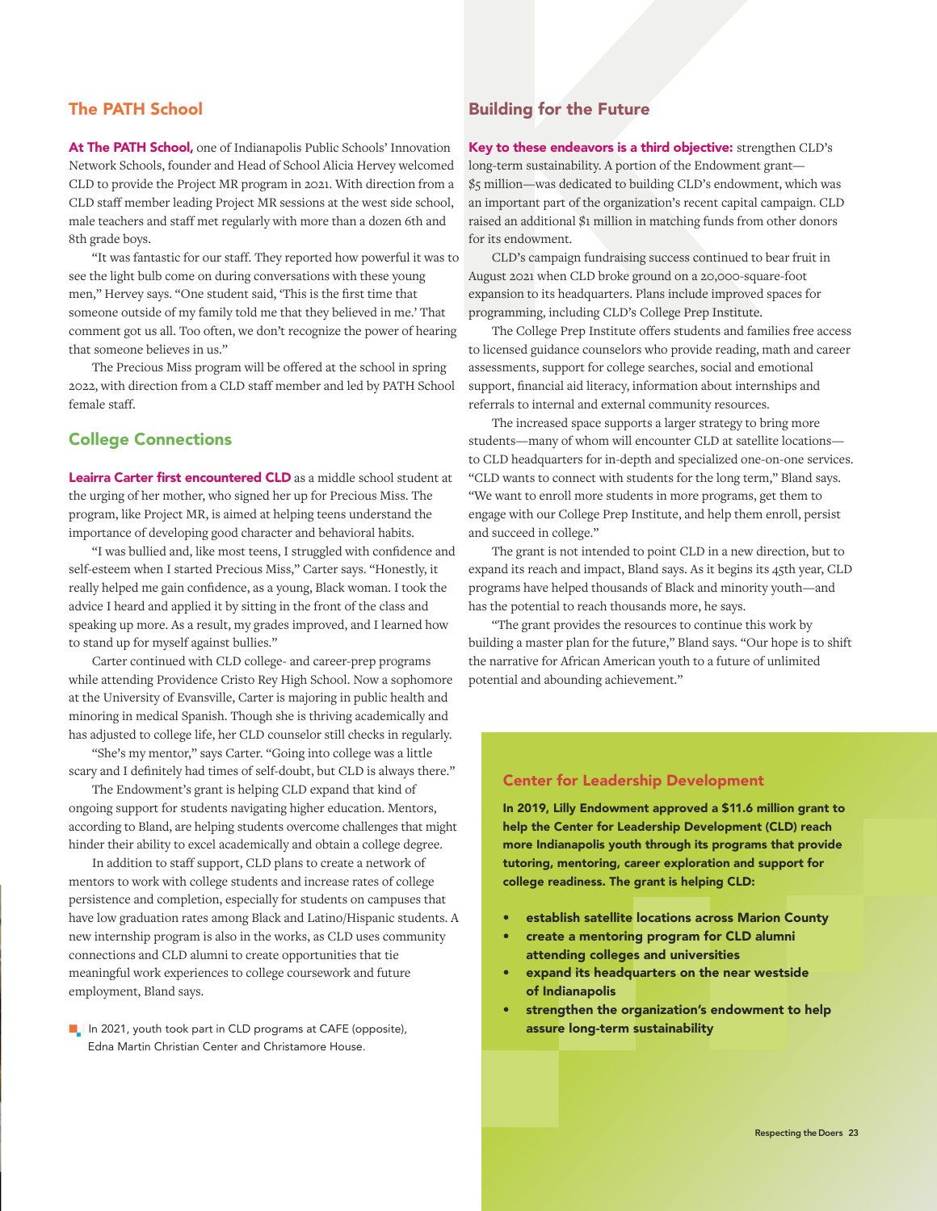## The PATH School

**At The PATH School,** one of Indianapolis Public Schools' Innovation Network Schools, founder and Head of School Alicia Hervey welcomed CLD to provide the Project MR program in 2021. With direction from a CLD staff member leading Project MR sessions at the west side school, male teachers and staff met regularly with more than a dozen 6th and 8th grade boys.

"It was fantastic for our staff. They reported how powerful it was to see the light bulb come on during conversations with these young men," Hervey says. "One student said, 'This is the first time that someone outside of my family told me that they believed in me.' That comment got us all. Too often, we don't recognize the power of hearing that someone believes in us."

The Precious Miss program will be offered at the school in spring 2022, with direction from a CLD staff member and led by PATH School female staff.

## College Connections

**Leairra Carter first encountered CLD** as a middle school student at the urging of her mother, who signed her up for Precious Miss. The program, like Project MR, is aimed at helping teens understand the importance of developing good character and behavioral habits.

"I was bullied and, like most teens, I struggled with confidence and self-esteem when I started Precious Miss," Carter says. "Honestly, it really helped me gain confidence, as a young, Black woman. I took the advice I heard and applied it by sitting in the front of the class and speaking up more. As a result, my grades improved, and I learned how to stand up for myself against bullies."

Carter continued with CLD college- and career-prep programs while attending Providence Cristo Rey High School. Now a sophomore at the University of Evansville, Carter is majoring in public health and minoring in medical Spanish. Though she is thriving academically and has adjusted to college life, her CLD counselor still checks in regularly.

"She's my mentor," says Carter. "Going into college was a little scary and I definitely had times of self-doubt, but CLD is always there."

The Endowment's grant is helping CLD expand that kind of ongoing support for students navigating higher education. Mentors, according to Bland, are helping students overcome challenges that might hinder their ability to excel academically and obtain a college degree.

In addition to staff support, CLD plans to create a network of mentors to work with college students and increase rates of college persistence and completion, especially for students on campuses that have low graduation rates among Black and Latino/Hispanic students. A new internship program is also in the works, as CLD uses community connections and CLD alumni to create opportunities that tie meaningful work experiences to college coursework and future employment, Bland says.

In 2021, youth took part in CLD programs at CAFE (opposite), Edna Martin Christian Center and Christamore House.

## Building for the Future

**Key to these endeavors is a third objective:** strengthen CLD's long-term sustainability. A portion of the Endowment grant—$5 million—was dedicated to building CLD's endowment, which was an important part of the organization's recent capital campaign. CLD raised an additional $1 million in matching funds from other donors for its endowment.

CLD's campaign fundraising success continued to bear fruit in August 2021 when CLD broke ground on a 20,000-square-foot expansion to its headquarters. Plans include improved spaces for programming, including CLD's College Prep Institute.

The College Prep Institute offers students and families free access to licensed guidance counselors who provide reading, math and career assessments, support for college searches, social and emotional support, financial aid literacy, information about internships and referrals to internal and external community resources.

The increased space supports a larger strategy to bring more students—many of whom will encounter CLD at satellite locations—to CLD headquarters for in-depth and specialized one-on-one services. "CLD wants to connect with students for the long term," Bland says. "We want to enroll more students in more programs, get them to engage with our College Prep Institute, and help them enroll, persist and succeed in college."

The grant is not intended to point CLD in a new direction, but to expand its reach and impact, Bland says. As it begins its 45th year, CLD programs have helped thousands of Black and minority youth—and has the potential to reach thousands more, he says.

"The grant provides the resources to continue this work by building a master plan for the future," Bland says. "Our hope is to shift the narrative for African American youth to a future of unlimited potential and abounding achievement."

### Center for Leadership Development

**In 2019, Lilly Endowment approved a $11.6 million grant to help the Center for Leadership Development (CLD) reach more Indianapolis youth through its programs that provide tutoring, mentoring, career exploration and support for college readiness. The grant is helping CLD:**

- **establish satellite locations across Marion County**
- **create a mentoring program for CLD alumni attending colleges and universities**
- **expand its headquarters on the near westside of Indianapolis**
- **strengthen the organization's endowment to help assure long-term sustainability**